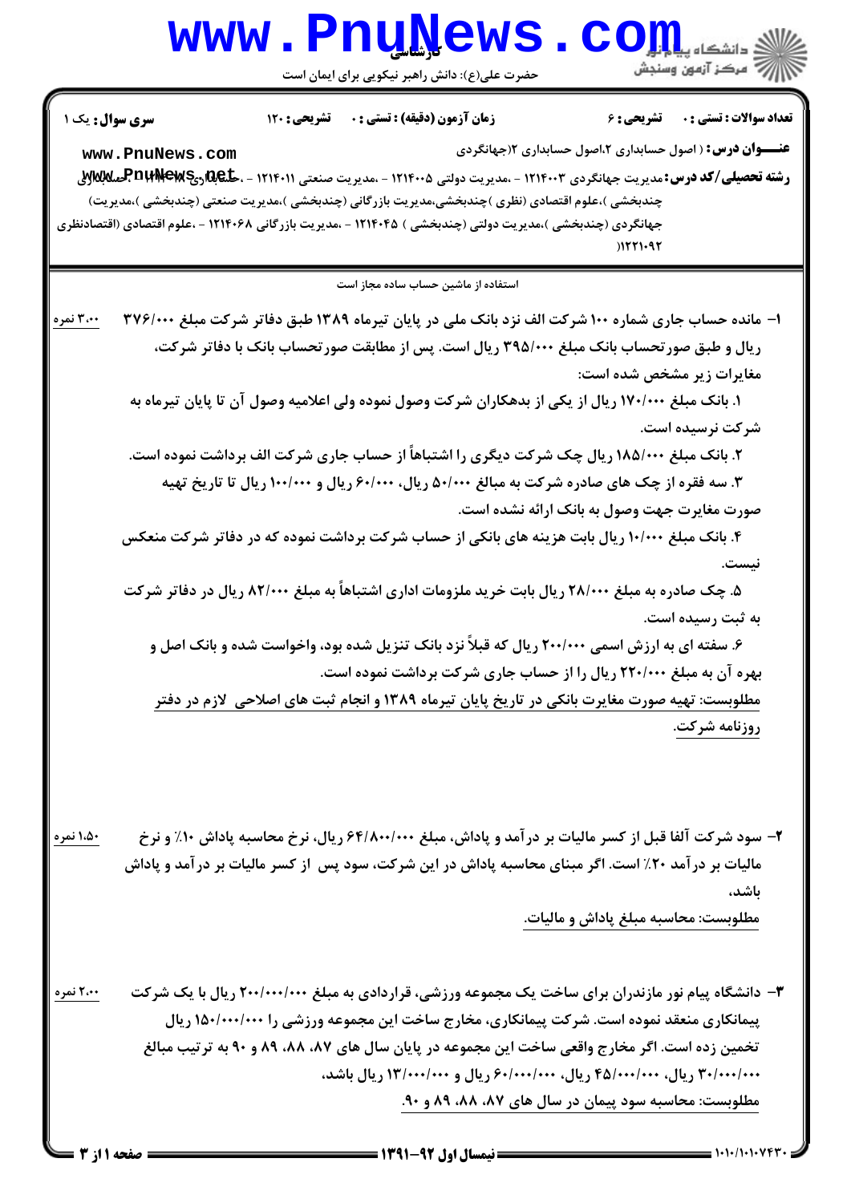**سری سؤال:** یک ۱ | **زمان آزمون (دقیقه) : تستی :** ۰ **تشریحی :** ۱۲۰ | **تعداد سوالات : تستی :** ۰ **تشریحی :** ۶

**عنـــوان درس :** ( اصول حسابداری ۲،اصول حسابداری ۲(جهانگردی

**رشته تحصیلی/کد درس:** مدیریت جهانگردی ۱۲۱۴۰۰۳ - ،مدیریت دولتی ۱۲۱۴۰۰۵ - ،مدیریت صنعتی ۱۲۱۴۰۱۱ - ،حسابداری ۱۲۱۴۰۱۴ - ،حسابداری (چندبخشی )،علوم اقتصادی (نظری )چندبخشی،مدیریت بازرگانی (چندبخشی )،مدیریت صنعتی (چندبخشی )،مدیریت جهانگردی (چندبخشی )،مدیریت دولتی (چندبخشی ) ۱۲۱۴۰۴۵ - ،مدیریت بازرگانی ۱۲۱۴۰۶۸ - ،علوم اقتصادی (اقتصادنظری )۱۲۲۱۰۹۲

استفاده از ماشین حساب ساده مجاز است

۱- مانده حساب جاری شماره ۱۰۰ شرکت الف نزد بانک ملی در پایان تیرماه ۱۳۸۹ طبق دفاتر شرکت مبلغ ۳۷۶/۰۰۰ ریال و طبق صورتحساب بانک مبلغ ۳۹۵/۰۰۰ ریال است. پس از مطابقت صورتحساب بانک با دفاتر شرکت، مغایرات زیر مشخص شده است: (۳،۰۰ نمره)

۱. بانک مبلغ ۱۷۰/۰۰۰ ریال از یکی از بدهکاران شرکت وصول نموده ولی اعلامیه وصول آن تا پایان تیرماه به شرکت نرسیده است.

۲. بانک مبلغ ۱۸۵/۰۰۰ ریال چک شرکت دیگری را اشتباهاً از حساب جاری شرکت الف برداشت نموده است.

۳. سه فقره از چک های صادره شرکت به مبالغ ۵۰/۰۰۰ ریال، ۶۰/۰۰۰ ریال و ۱۰۰/۰۰۰ ریال تا تاریخ تهیه صورت مغایرت جهت وصول به بانک ارائه نشده است.

۴. بانک مبلغ ۱۰/۰۰۰ ریال بابت هزینه های بانکی از حساب شرکت برداشت نموده که در دفاتر شرکت منعکس نیست.

۵. چک صادره به مبلغ ۲۸/۰۰۰ ریال بابت خرید ملزومات اداری اشتباهاً به مبلغ ۸۲/۰۰۰ ریال در دفاتر شرکت به ثبت رسیده است.

۶. سفته ای به ارزش اسمی ۲۰۰/۰۰۰ ریال که قبلاً نزد بانک تنزیل شده بود، واخواست شده و بانک اصل و بهره آن به مبلغ ۲۲۰/۰۰۰ ریال را از حساب جاری شرکت برداشت نموده است.

مطلوبست: تهیه صورت مغایرت بانکی در تاریخ پایان تیرماه ۱۳۸۹ و انجام ثبت های اصلاحی لازم در دفتر روزنامه شرکت.

۲- سود شرکت آلفا قبل از کسر مالیات بر درآمد و پاداش، مبلغ ۶۴/۸۰۰/۰۰۰ ریال، نرخ محاسبه پاداش ۱۰٪ و نرخ مالیات بر درآمد ۲۰٪ است. اگر مبنای محاسبه پاداش در این شرکت، سود پس از کسر مالیات بر درآمد و پاداش باشد، (۱،۵۰ نمره)

مطلوبست: محاسبه مبلغ پاداش و مالیات.

۳- دانشگاه پیام نور مازندران برای ساخت یک مجموعه ورزشی، قراردادی به مبلغ ۲۰۰/۰۰۰/۰۰۰ ریال با یک شرکت پیمانکاری منعقد نموده است. شرکت پیمانکاری، مخارج ساخت این مجموعه ورزشی را ۱۵۰/۰۰۰/۰۰۰ ریال تخمین زده است. اگر مخارج واقعی ساخت این مجموعه در پایان سال های ۸۷، ۸۸، ۸۹ و ۹۰ به ترتیب مبالغ ۳۰/۰۰۰/۰۰۰ ریال، ۴۵/۰۰۰/۰۰۰ ریال، ۶۰/۰۰۰/۰۰۰ ریال و ۱۳/۰۰۰/۰۰۰ ریال باشد، (۲،۰۰ نمره)

مطلوبست: محاسبه سود پیمان در سال های ۸۷، ۸۸، ۸۹ و ۹۰.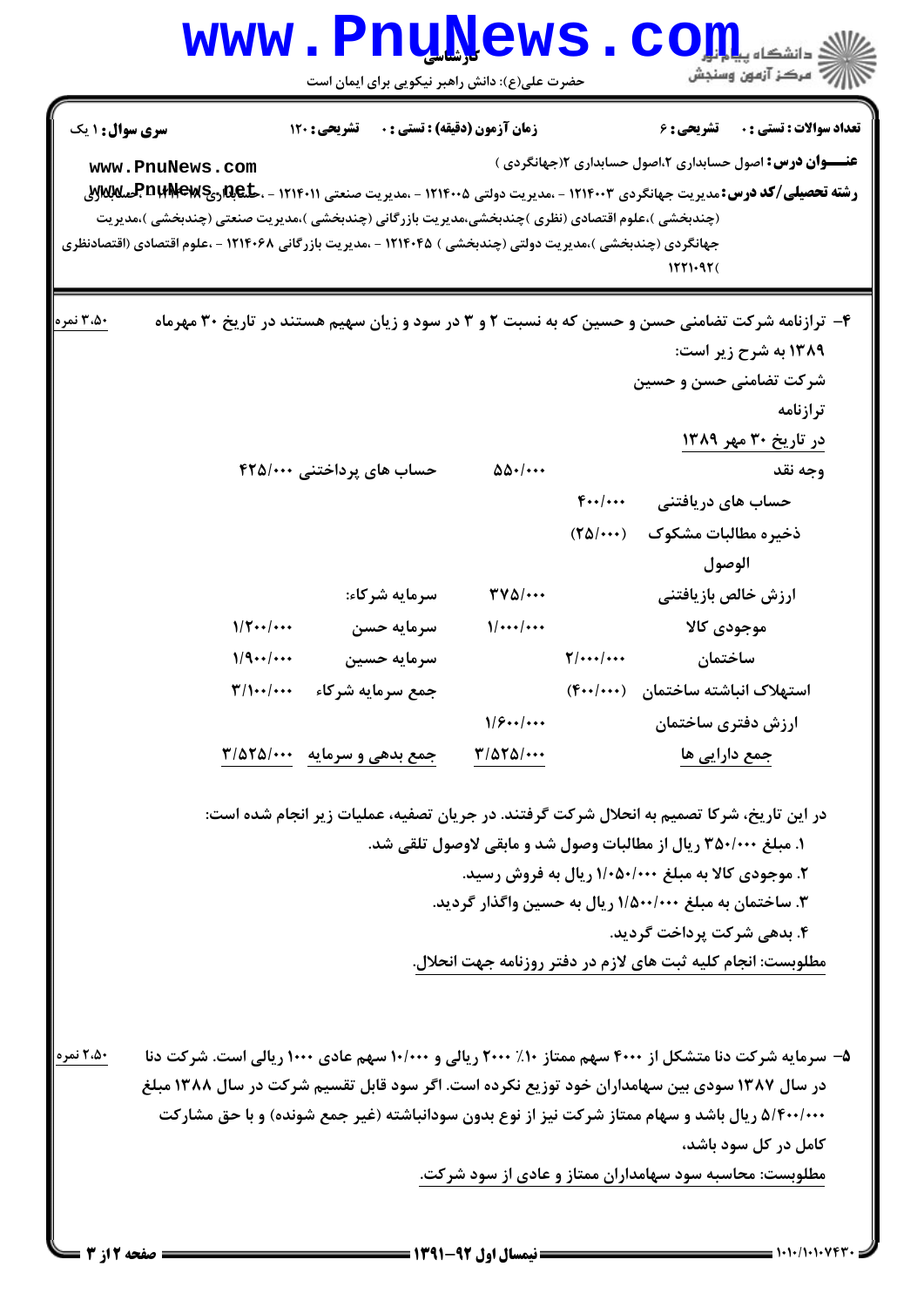**سری سوال:** ۱ یک | **زمان آزمون (دقیقه) : تستی :** ۰ **تشریحی :** ۱۲۰ | **تعداد سوالات : تستی :** ۰ **تشریحی :** ۶

**عنـــوان درس:** اصول حسابداری ۲،اصول حسابداری ۲(جهانگردی )

**رشته تحصیلی/کد درس:** مدیریت جهانگردی ۱۲۱۴۰۰۳ - ،مدیریت دولتی ۱۲۱۴۰۰۵ - ،مدیریت صنعتی ۱۲۱۴۰۱۱ - ،حسابداری ۱۲۱۴۰۳۸ - ،حسابداری (چندبخشی )،علوم اقتصادی (نظری )چندبخشی،مدیریت بازرگانی (چندبخشی )،مدیریت صنعتی (چندبخشی )،مدیریت جهانگردی (چندبخشی )،مدیریت دولتی (چندبخشی ) ۱۲۱۴۰۴۵ - ،مدیریت بازرگانی ۱۲۱۴۰۶۸ - ،علوم اقتصادی (اقتصادنظری ۱۲۲۱۰۹۲)

۴- ترازنامه شرکت تضامنی حسن و حسین که به نسبت ۲ و ۳ در سود و زیان سهیم هستند در تاریخ ۳۰ مهرماه ۱۳۸۹ به شرح زیر است: (۳،۵۰ نمره)

شرکت تضامنی حسن و حسین

ترازنامه

در تاریخ ۳۰ مهر ۱۳۸۹

| دارایی ها | | | بدهی و سرمایه | |
|---|---|---|---|---|
| وجه نقد | | ۵۵۰/۰۰۰ | حساب های پرداختنی | ۴۲۵/۰۰۰ |
| حساب های دریافتنی | ۴۰۰/۰۰۰ | | | |
| ذخیره مطالبات مشکوک الوصول | (۲۵/۰۰۰) | | | |
| ارزش خالص بازیافتنی | | ۳۷۵/۰۰۰ | سرمایه شرکاء: | |
| موجودی کالا | | ۱/۰۰۰/۰۰۰ | سرمایه حسن | ۱/۲۰۰/۰۰۰ |
| ساختمان | ۲/۰۰۰/۰۰۰ | | سرمایه حسین | ۱/۹۰۰/۰۰۰ |
| استهلاک انباشته ساختمان | (۴۰۰/۰۰۰) | | جمع سرمایه شرکاء | ۳/۱۰۰/۰۰۰ |
| ارزش دفتری ساختمان | | ۱/۶۰۰/۰۰۰ | | |
| جمع دارایی ها | | ۳/۵۲۵/۰۰۰ | جمع بدهی و سرمایه | ۳/۵۲۵/۰۰۰ |

در این تاریخ، شرکا تصمیم به انحلال شرکت گرفتند. در جریان تصفیه، عملیات زیر انجام شده است:

۱. مبلغ ۳۵۰/۰۰۰ ریال از مطالبات وصول شد و مابقی لاوصول تلقی شد.

۲. موجودی کالا به مبلغ ۱/۰۵۰/۰۰۰ ریال به فروش رسید.

۳. ساختمان به مبلغ ۱/۵۰۰/۰۰۰ ریال به حسین واگذار گردید.

۴. بدهی شرکت پرداخت گردید.

مطلوبست: انجام کلیه ثبت های لازم در دفتر روزنامه جهت انحلال.

۵- سرمایه شرکت دنا متشکل از ۴۰۰۰ سهم ممتاز ۱۰٪ ۲۰۰۰ ریالی و ۱۰/۰۰۰ سهم عادی ۱۰۰۰ ریالی است. شرکت دنا در سال ۱۳۸۷ سودی بین سهامداران خود توزیع نکرده است. اگر سود قابل تقسیم شرکت در سال ۱۳۸۸ مبلغ ۵/۴۰۰/۰۰۰ ریال باشد و سهام ممتاز شرکت نیز از نوع بدون سودانباشته (غیر جمع شونده) و با حق مشارکت کامل در کل سود باشد، (۲،۵۰ نمره)

مطلوبست: محاسبه سود سهامداران ممتاز و عادی از سود شرکت.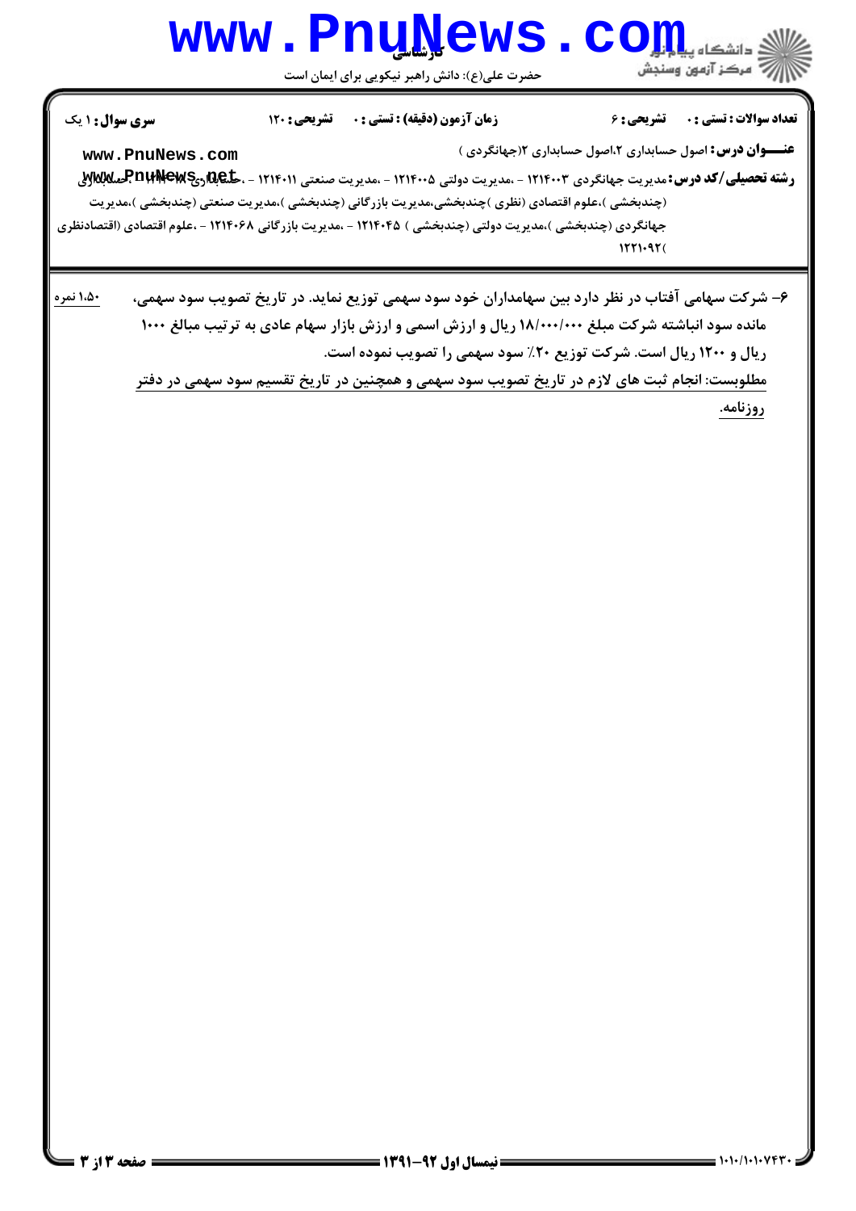**سری سوال:** ۱ یک | **زمان آزمون (دقیقه) : تستی :** ۰ **تشریحی :** ۱۲۰ | **تعداد سوالات : تستی :** ۰ **تشریحی :** ۶

**عنـــوان درس:** اصول حسابداری ۲،اصول حسابداری ۲(جهانگردی )

**رشته تحصیلی/کد درس:** مدیریت جهانگردی ۱۲۱۴۰۰۳ - ،مدیریت دولتی ۱۲۱۴۰۰۵ - ،مدیریت صنعتی ۱۲۱۴۰۱۱ - ،حسابداری ۱۲۱۴۰۱۸ - ،حسابداری (چندبخشی )،علوم اقتصادی (نظری )چندبخشی،مدیریت بازرگانی (چندبخشی )،مدیریت صنعتی (چندبخشی )،مدیریت جهانگردی (چندبخشی )،مدیریت دولتی (چندبخشی ) ۱۲۱۴۰۴۵ - ،مدیریت بازرگانی ۱۲۱۴۰۶۸ - ،علوم اقتصادی (اقتصادنظری ۱۲۲۱۰۹۲(

۶- شرکت سهامی آفتاب در نظر دارد بین سهامداران خود سود سهمی توزیع نماید. در تاریخ تصویب سود سهمی، مانده سود انباشته شرکت مبلغ ۱۸/۰۰۰/۰۰۰ ریال و ارزش اسمی و ارزش بازار سهام عادی به ترتیب مبالغ ۱۰۰۰ ریال و ۱۲۰۰ ریال است. شرکت توزیع ۲۰٪ سود سهمی را تصویب نموده است. (۱،۵۰ نمره)

مطلوبست: انجام ثبت های لازم در تاریخ تصویب سود سهمی و همچنین در تاریخ تقسیم سود سهمی در دفتر روزنامه.